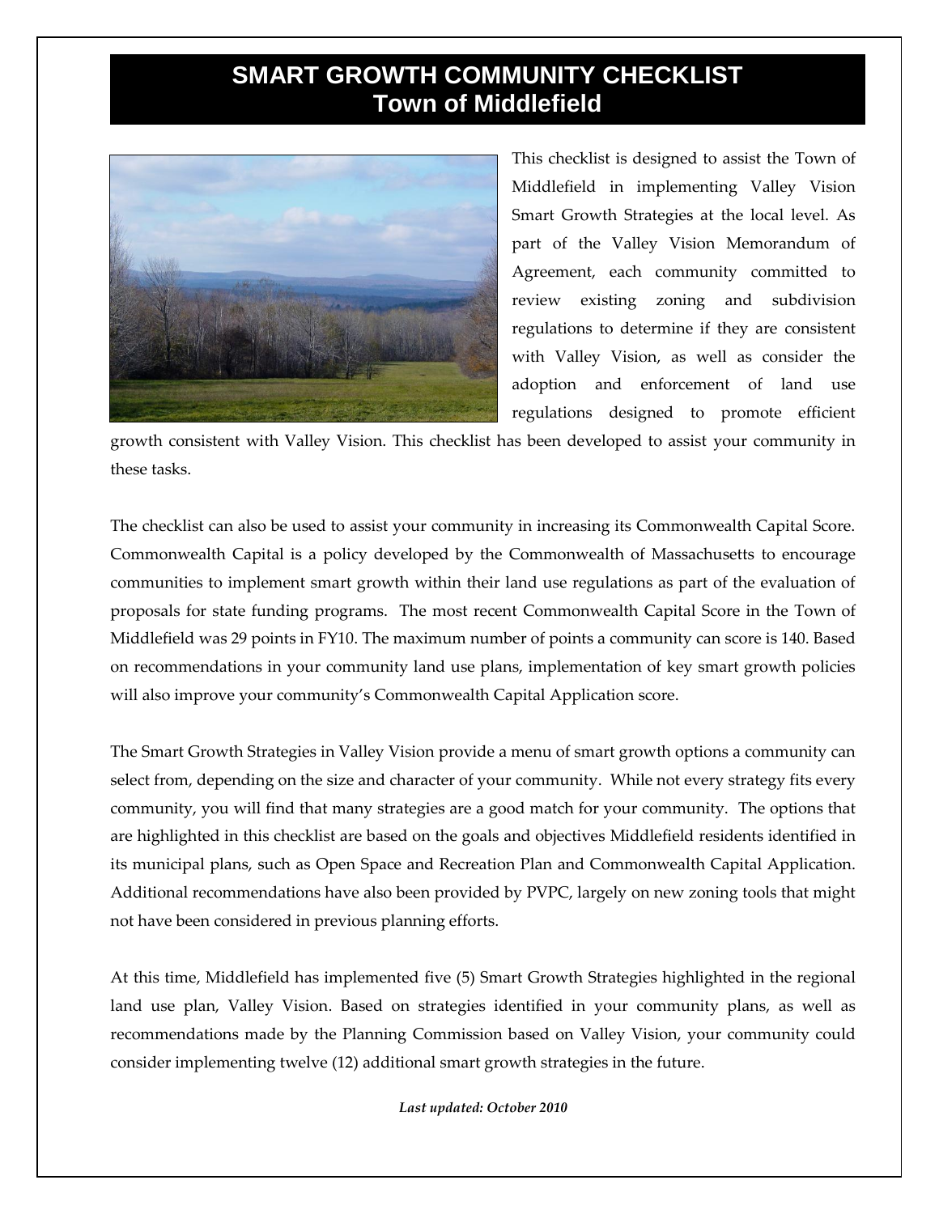# SMART GROWTH COMMUNITY CHECKLIST
## Town of Middlefield

This checklist is designed to assist the Town of Middlefield in implementing Valley Vision Smart Growth Strategies at the local level. As part of the Valley Vision Memorandum of Agreement, each community committed to review existing zoning and subdivision regulations to determine if they are consistent with Valley Vision, as well as consider the adoption and enforcement of land use regulations designed to promote efficient growth consistent with Valley Vision. This checklist has been developed to assist your community in these tasks.

The checklist can also be used to assist your community in increasing its Commonwealth Capital Score. Commonwealth Capital is a policy developed by the Commonwealth of Massachusetts to encourage communities to implement smart growth within their land use regulations as part of the evaluation of proposals for state funding programs. The most recent Commonwealth Capital Score in the Town of Middlefield was 29 points in FY10. The maximum number of points a community can score is 140. Based on recommendations in your community land use plans, implementation of key smart growth policies will also improve your community's Commonwealth Capital Application score.

The Smart Growth Strategies in Valley Vision provide a menu of smart growth options a community can select from, depending on the size and character of your community. While not every strategy fits every community, you will find that many strategies are a good match for your community. The options that are highlighted in this checklist are based on the goals and objectives Middlefield residents identified in its municipal plans, such as Open Space and Recreation Plan and Commonwealth Capital Application. Additional recommendations have also been provided by PVPC, largely on new zoning tools that might not have been considered in previous planning efforts.

At this time, Middlefield has implemented five (5) Smart Growth Strategies highlighted in the regional land use plan, Valley Vision. Based on strategies identified in your community plans, as well as recommendations made by the Planning Commission based on Valley Vision, your community could consider implementing twelve (12) additional smart growth strategies in the future.

***Last updated: October 2010***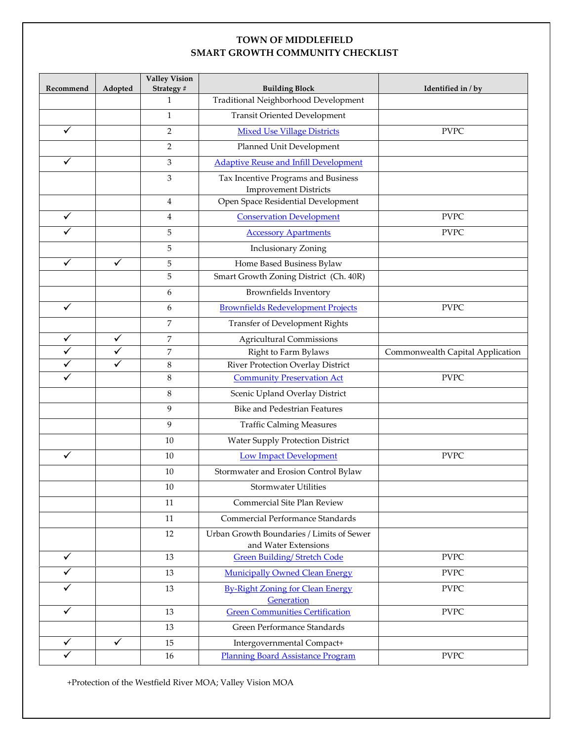**TOWN OF MIDDLEFIELD**
**SMART GROWTH COMMUNITY CHECKLIST**

| Recommend | Adopted | Valley Vision Strategy # | Building Block | Identified in / by |
|---|---|---|---|---|
| | | 1 | Traditional Neighborhood Development | |
| | | 1 | Transit Oriented Development | |
| ✓ | | 2 | Mixed Use Village Districts | PVPC |
| | | 2 | Planned Unit Development | |
| ✓ | | 3 | Adaptive Reuse and Infill Development | |
| | | 3 | Tax Incentive Programs and Business Improvement Districts | |
| | | 4 | Open Space Residential Development | |
| ✓ | | 4 | Conservation Development | PVPC |
| ✓ | | 5 | Accessory Apartments | PVPC |
| | | 5 | Inclusionary Zoning | |
| ✓ | ✓ | 5 | Home Based Business Bylaw | |
| | | 5 | Smart Growth Zoning District (Ch. 40R) | |
| | | 6 | Brownfields Inventory | |
| ✓ | | 6 | Brownfields Redevelopment Projects | PVPC |
| | | 7 | Transfer of Development Rights | |
| ✓ | ✓ | 7 | Agricultural Commissions | |
| ✓ | ✓ | 7 | Right to Farm Bylaws | Commonwealth Capital Application |
| ✓ | ✓ | 8 | River Protection Overlay District | |
| ✓ | | 8 | Community Preservation Act | PVPC |
| | | 8 | Scenic Upland Overlay District | |
| | | 9 | Bike and Pedestrian Features | |
| | | 9 | Traffic Calming Measures | |
| | | 10 | Water Supply Protection District | |
| ✓ | | 10 | Low Impact Development | PVPC |
| | | 10 | Stormwater and Erosion Control Bylaw | |
| | | 10 | Stormwater Utilities | |
| | | 11 | Commercial Site Plan Review | |
| | | 11 | Commercial Performance Standards | |
| | | 12 | Urban Growth Boundaries / Limits of Sewer and Water Extensions | |
| ✓ | | 13 | Green Building/ Stretch Code | PVPC |
| ✓ | | 13 | Municipally Owned Clean Energy | PVPC |
| ✓ | | 13 | By-Right Zoning for Clean Energy Generation | PVPC |
| ✓ | | 13 | Green Communities Certification | PVPC |
| | | 13 | Green Performance Standards | |
| ✓ | ✓ | 15 | Intergovernmental Compact+ | |
| ✓ | | 16 | Planning Board Assistance Program | PVPC |

+Protection of the Westfield River MOA; Valley Vision MOA